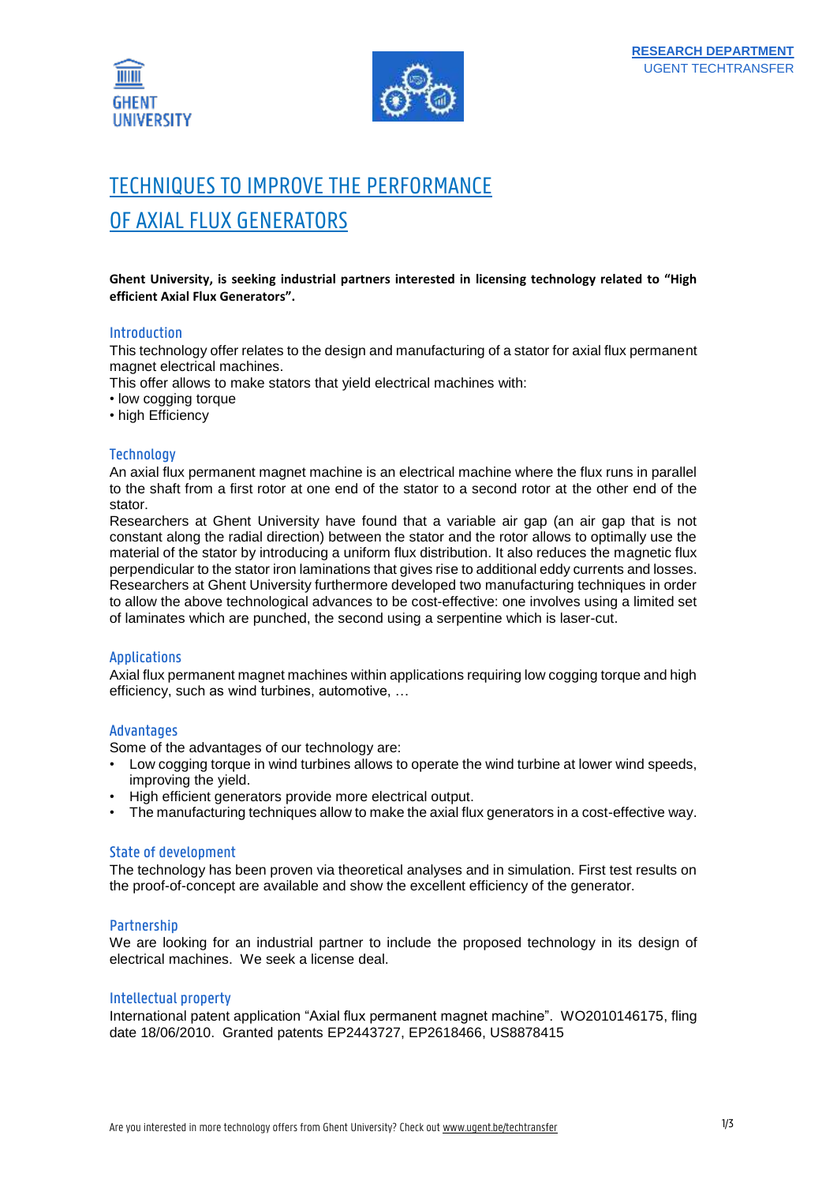RESEARCH DEPARTMENT
UGENT TECHTRANSFER

# TECHNIQUES TO IMPROVE THE PERFORMANCE OF AXIAL FLUX GENERATORS

**Ghent University, is seeking industrial partners interested in licensing technology related to "High efficient Axial Flux Generators".**

## Introduction

This technology offer relates to the design and manufacturing of a stator for axial flux permanent magnet electrical machines.

This offer allows to make stators that yield electrical machines with:

- low cogging torque
- high Efficiency

## Technology

An axial flux permanent magnet machine is an electrical machine where the flux runs in parallel to the shaft from a first rotor at one end of the stator to a second rotor at the other end of the stator.

Researchers at Ghent University have found that a variable air gap (an air gap that is not constant along the radial direction) between the stator and the rotor allows to optimally use the material of the stator by introducing a uniform flux distribution. It also reduces the magnetic flux perpendicular to the stator iron laminations that gives rise to additional eddy currents and losses. Researchers at Ghent University furthermore developed two manufacturing techniques in order to allow the above technological advances to be cost-effective: one involves using a limited set of laminates which are punched, the second using a serpentine which is laser-cut.

## Applications

Axial flux permanent magnet machines within applications requiring low cogging torque and high efficiency, such as wind turbines, automotive, …

## Advantages

Some of the advantages of our technology are:

- Low cogging torque in wind turbines allows to operate the wind turbine at lower wind speeds, improving the yield.
- High efficient generators provide more electrical output.
- The manufacturing techniques allow to make the axial flux generators in a cost-effective way.

## State of development

The technology has been proven via theoretical analyses and in simulation. First test results on the proof-of-concept are available and show the excellent efficiency of the generator.

## Partnership

We are looking for an industrial partner to include the proposed technology in its design of electrical machines. We seek a license deal.

## Intellectual property

International patent application "Axial flux permanent magnet machine". WO2010146175, fling date 18/06/2010. Granted patents EP2443727, EP2618466, US8878415

Are you interested in more technology offers from Ghent University? Check out www.ugent.be/techtransfer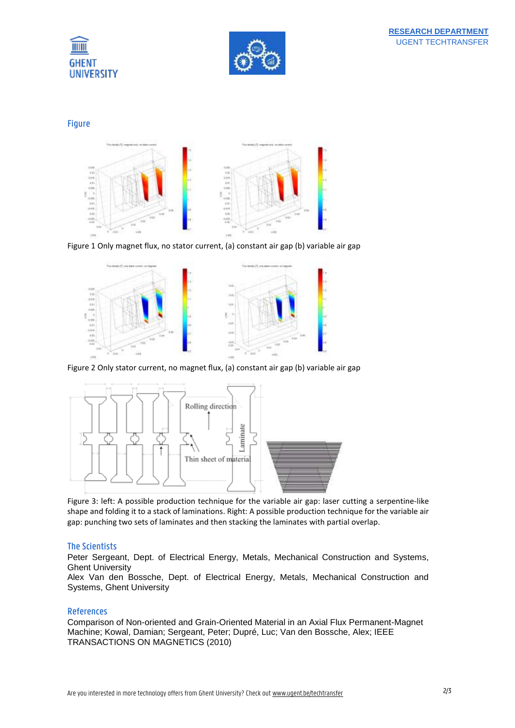## Figure

Figure 1 Only magnet flux, no stator current, (a) constant air gap (b) variable air gap

Figure 2 Only stator current, no magnet flux, (a) constant air gap (b) variable air gap

Figure 3: left: A possible production technique for the variable air gap: laser cutting a serpentine-like shape and folding it to a stack of laminations. Right: A possible production technique for the variable air gap: punching two sets of laminates and then stacking the laminates with partial overlap.

## The Scientists

Peter Sergeant, Dept. of Electrical Energy, Metals, Mechanical Construction and Systems, Ghent University
Alex Van den Bossche, Dept. of Electrical Energy, Metals, Mechanical Construction and Systems, Ghent University

## References

Comparison of Non-oriented and Grain-Oriented Material in an Axial Flux Permanent-Magnet Machine; Kowal, Damian; Sergeant, Peter; Dupré, Luc; Van den Bossche, Alex; IEEE TRANSACTIONS ON MAGNETICS (2010)

Are you interested in more technology offers from Ghent University? Check out www.ugent.be/techtransfer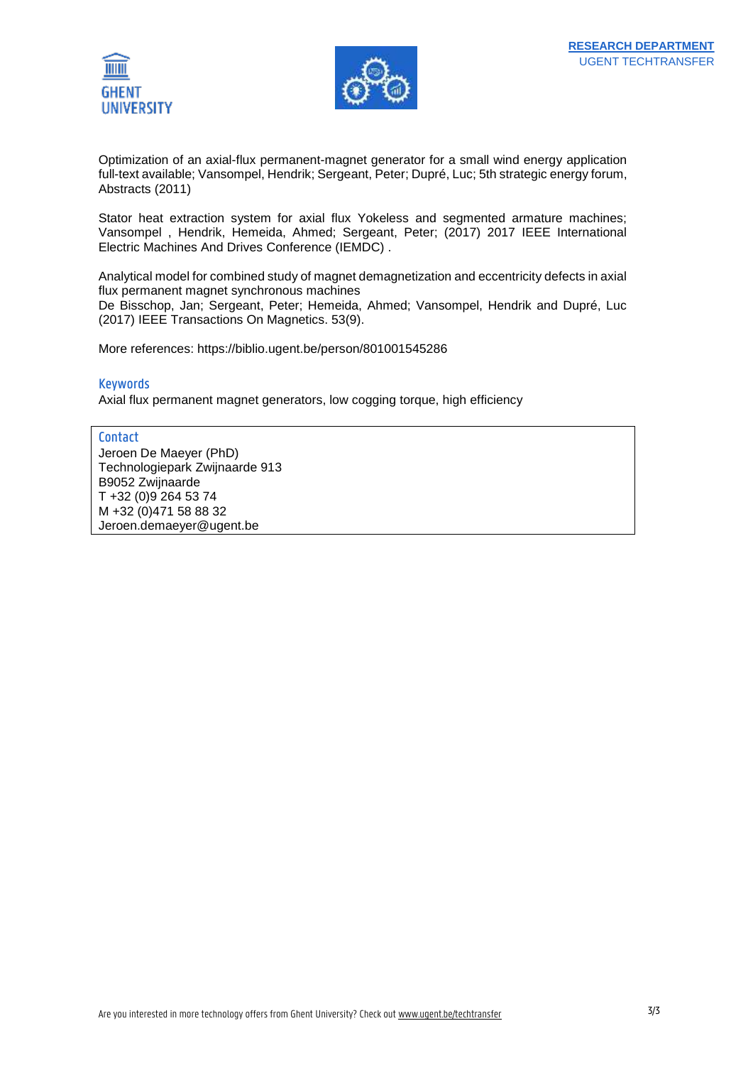Optimization of an axial-flux permanent-magnet generator for a small wind energy application full-text available; Vansompel, Hendrik; Sergeant, Peter; Dupré, Luc; 5th strategic energy forum, Abstracts (2011)

Stator heat extraction system for axial flux Yokeless and segmented armature machines; Vansompel , Hendrik, Hemeida, Ahmed; Sergeant, Peter; (2017) 2017 IEEE International Electric Machines And Drives Conference (IEMDC) .

Analytical model for combined study of magnet demagnetization and eccentricity defects in axial flux permanent magnet synchronous machines
De Bisschop, Jan; Sergeant, Peter; Hemeida, Ahmed; Vansompel, Hendrik and Dupré, Luc (2017) IEEE Transactions On Magnetics. 53(9).

More references: https://biblio.ugent.be/person/801001545286

## Keywords

Axial flux permanent magnet generators, low cogging torque, high efficiency

## Contact

Jeroen De Maeyer (PhD)
Technologiepark Zwijnaarde 913
B9052 Zwijnaarde
T +32 (0)9 264 53 74
M +32 (0)471 58 88 32
Jeroen.demaeyer@ugent.be